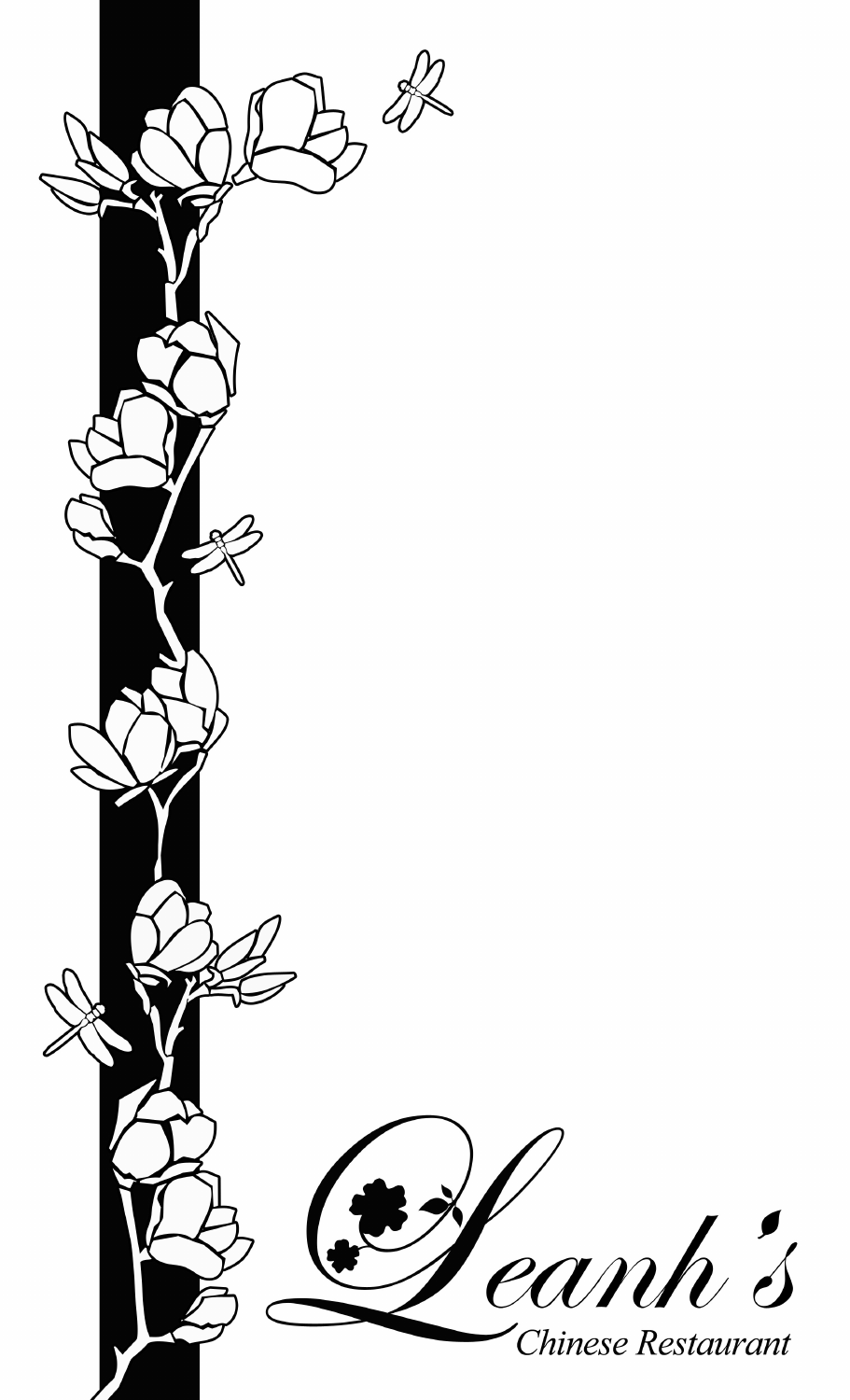# Leanh's

Chinese Restaurant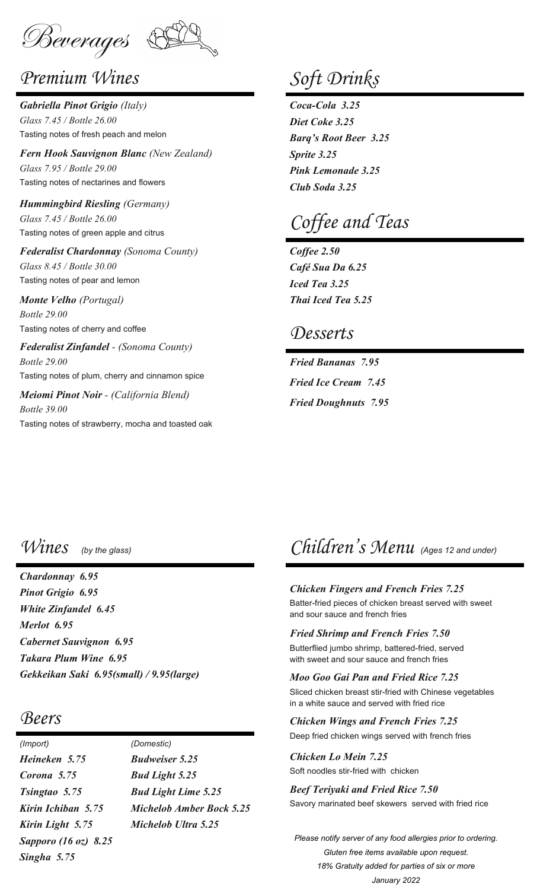# Beverages

## Premium Wines

***Gabriella Pinot Grigio*** *(Italy)*
*Glass 7.45 / Bottle 26.00*
Tasting notes of fresh peach and melon

***Fern Hook Sauvignon Blanc*** *(New Zealand)*
*Glass 7.95 / Bottle 29.00*
Tasting notes of nectarines and flowers

***Hummingbird Riesling*** *(Germany)*
*Glass 7.45 / Bottle 26.00*
Tasting notes of green apple and citrus

***Federalist Chardonnay*** *(Sonoma County)*
*Glass 8.45 / Bottle 30.00*
Tasting notes of pear and lemon

***Monte Velho*** *(Portugal)*
*Bottle 29.00*
Tasting notes of cherry and coffee

***Federalist Zinfandel*** *- (Sonoma County)*
*Bottle 29.00*
Tasting notes of plum, cherry and cinnamon spice

***Meiomi Pinot Noir*** *- (California Blend)*
*Bottle 39.00*
Tasting notes of strawberry, mocha and toasted oak

## Soft Drinks

***Coca-Cola 3.25***
***Diet Coke 3.25***
***Barq's Root Beer 3.25***
***Sprite 3.25***
***Pink Lemonade 3.25***
***Club Soda 3.25***

## Coffee and Teas

***Coffee 2.50***
***Café Sua Da 6.25***
***Iced Tea 3.25***
***Thai Iced Tea 5.25***

## Desserts

***Fried Bananas 7.95***
***Fried Ice Cream 7.45***
***Fried Doughnuts 7.95***

## Wines *(by the glass)*

***Chardonnay 6.95***
***Pinot Grigio 6.95***
***White Zinfandel 6.45***
***Merlot 6.95***
***Cabernet Sauvignon 6.95***
***Takara Plum Wine 6.95***
***Gekkeikan Saki 6.95(small) / 9.95(large)***

## Beers

| *(Import)* | *(Domestic)* |
|---|---|
| ***Heineken 5.75*** | ***Budweiser 5.25*** |
| ***Corona 5.75*** | ***Bud Light 5.25*** |
| ***Tsingtao 5.75*** | ***Bud Light Lime 5.25*** |
| ***Kirin Ichiban 5.75*** | ***Michelob Amber Bock 5.25*** |
| ***Kirin Light 5.75*** | ***Michelob Ultra 5.25*** |
| ***Sapporo (16 oz) 8.25*** | |
| ***Singha 5.75*** | |

## Children's Menu *(Ages 12 and under)*

***Chicken Fingers and French Fries 7.25***
Batter-fried pieces of chicken breast served with sweet and sour sauce and french fries

***Fried Shrimp and French Fries 7.50***
Butterflied jumbo shrimp, battered-fried, served with sweet and sour sauce and french fries

***Moo Goo Gai Pan and Fried Rice 7.25***
Sliced chicken breast stir-fried with Chinese vegetables in a white sauce and served with fried rice

***Chicken Wings and French Fries 7.25***
Deep fried chicken wings served with french fries

***Chicken Lo Mein 7.25***
Soft noodles stir-fried with chicken

***Beef Teriyaki and Fried Rice 7.50***
Savory marinated beef skewers served with fried rice

*Please notify server of any food allergies prior to ordering.*
*Gluten free items available upon request.*
*18% Gratuity added for parties of six or more*
*January 2022*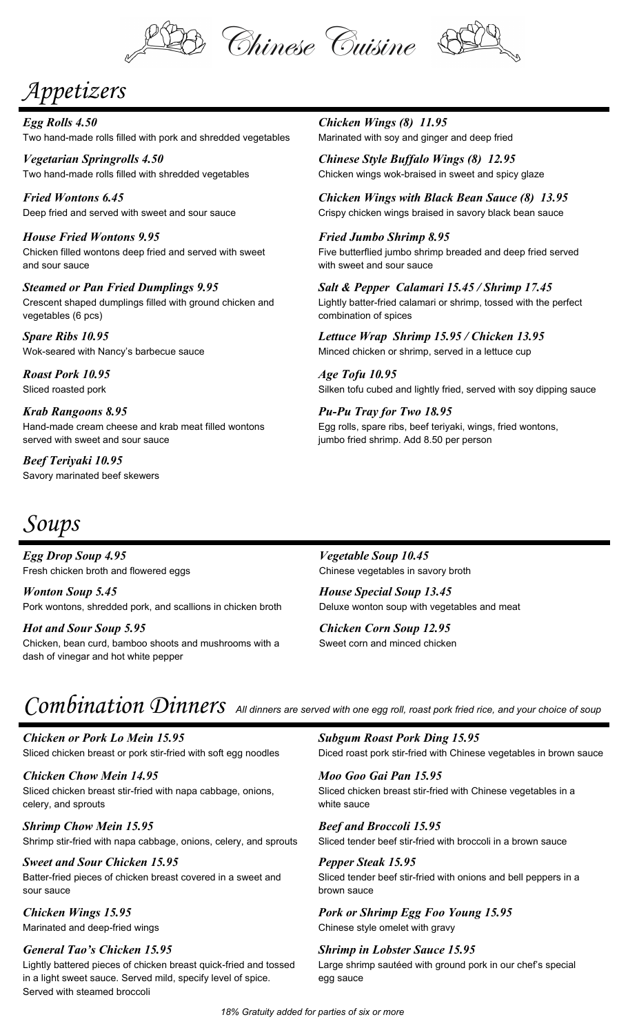# Chinese Cuisine

## Appetizers

***Egg Rolls 4.50***
Two hand-made rolls filled with pork and shredded vegetables

***Vegetarian Springrolls 4.50***
Two hand-made rolls filled with shredded vegetables

***Fried Wontons 6.45***
Deep fried and served with sweet and sour sauce

***House Fried Wontons 9.95***
Chicken filled wontons deep fried and served with sweet and sour sauce

***Steamed or Pan Fried Dumplings 9.95***
Crescent shaped dumplings filled with ground chicken and vegetables (6 pcs)

***Spare Ribs 10.95***
Wok-seared with Nancy's barbecue sauce

***Roast Pork 10.95***
Sliced roasted pork

***Krab Rangoons 8.95***
Hand-made cream cheese and krab meat filled wontons served with sweet and sour sauce

***Beef Teriyaki 10.95***
Savory marinated beef skewers

***Chicken Wings (8) 11.95***
Marinated with soy and ginger and deep fried

***Chinese Style Buffalo Wings (8) 12.95***
Chicken wings wok-braised in sweet and spicy glaze

***Chicken Wings with Black Bean Sauce (8) 13.95***
Crispy chicken wings braised in savory black bean sauce

***Fried Jumbo Shrimp 8.95***
Five butterflied jumbo shrimp breaded and deep fried served with sweet and sour sauce

***Salt & Pepper Calamari 15.45 / Shrimp 17.45***
Lightly batter-fried calamari or shrimp, tossed with the perfect combination of spices

***Lettuce Wrap Shrimp 15.95 / Chicken 13.95***
Minced chicken or shrimp, served in a lettuce cup

***Age Tofu 10.95***
Silken tofu cubed and lightly fried, served with soy dipping sauce

***Pu-Pu Tray for Two 18.95***
Egg rolls, spare ribs, beef teriyaki, wings, fried wontons, jumbo fried shrimp. Add 8.50 per person

## Soups

***Egg Drop Soup 4.95***
Fresh chicken broth and flowered eggs

***Wonton Soup 5.45***
Pork wontons, shredded pork, and scallions in chicken broth

***Hot and Sour Soup 5.95***
Chicken, bean curd, bamboo shoots and mushrooms with a dash of vinegar and hot white pepper

***Vegetable Soup 10.45***
Chinese vegetables in savory broth

***House Special Soup 13.45***
Deluxe wonton soup with vegetables and meat

***Chicken Corn Soup 12.95***
Sweet corn and minced chicken

## Combination Dinners

*All dinners are served with one egg roll, roast pork fried rice, and your choice of soup*

***Chicken or Pork Lo Mein 15.95***
Sliced chicken breast or pork stir-fried with soft egg noodles

***Chicken Chow Mein 14.95***
Sliced chicken breast stir-fried with napa cabbage, onions, celery, and sprouts

***Shrimp Chow Mein 15.95***
Shrimp stir-fried with napa cabbage, onions, celery, and sprouts

***Sweet and Sour Chicken 15.95***
Batter-fried pieces of chicken breast covered in a sweet and sour sauce

***Chicken Wings 15.95***
Marinated and deep-fried wings

***General Tao's Chicken 15.95***
Lightly battered pieces of chicken breast quick-fried and tossed in a light sweet sauce. Served mild, specify level of spice. Served with steamed broccoli

***Subgum Roast Pork Ding 15.95***
Diced roast pork stir-fried with Chinese vegetables in brown sauce

***Moo Goo Gai Pan 15.95***
Sliced chicken breast stir-fried with Chinese vegetables in a white sauce

***Beef and Broccoli 15.95***
Sliced tender beef stir-fried with broccoli in a brown sauce

***Pepper Steak 15.95***
Sliced tender beef stir-fried with onions and bell peppers in a brown sauce

***Pork or Shrimp Egg Foo Young 15.95***
Chinese style omelet with gravy

***Shrimp in Lobster Sauce 15.95***
Large shrimp sautéed with ground pork in our chef's special egg sauce

*18% Gratuity added for parties of six or more*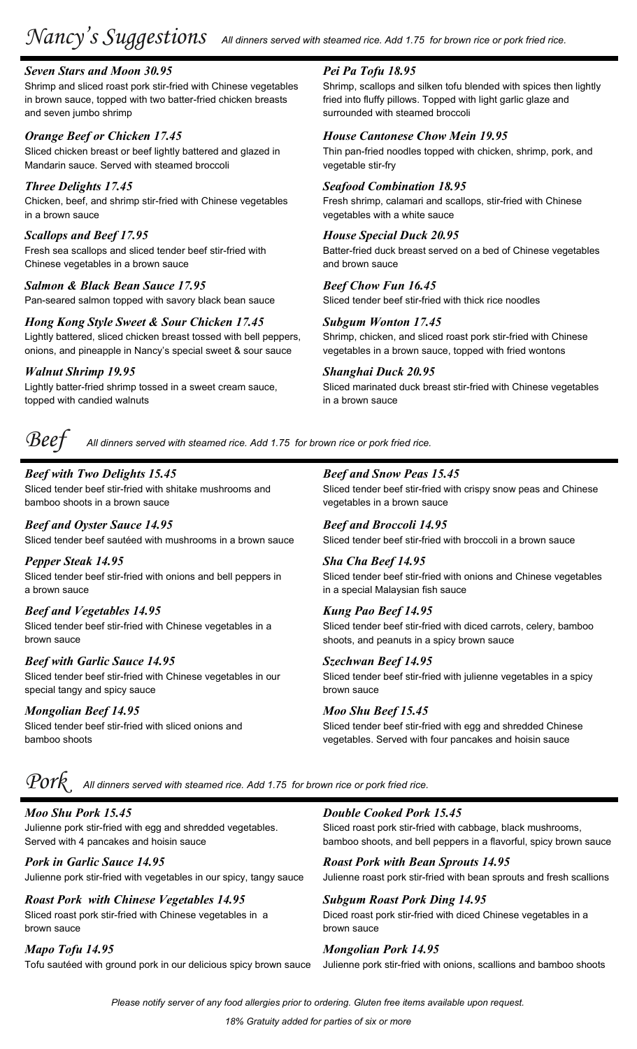# *Nancy's Suggestions*

*All dinners served with steamed rice. Add 1.75 for brown rice or pork fried rice.*

***Seven Stars and Moon 30.95***
Shrimp and sliced roast pork stir-fried with Chinese vegetables in brown sauce, topped with two batter-fried chicken breasts and seven jumbo shrimp

***Orange Beef or Chicken 17.45***
Sliced chicken breast or beef lightly battered and glazed in Mandarin sauce. Served with steamed broccoli

***Three Delights 17.45***
Chicken, beef, and shrimp stir-fried with Chinese vegetables in a brown sauce

***Scallops and Beef 17.95***
Fresh sea scallops and sliced tender beef stir-fried with Chinese vegetables in a brown sauce

***Salmon & Black Bean Sauce 17.95***
Pan-seared salmon topped with savory black bean sauce

***Hong Kong Style Sweet & Sour Chicken 17.45***
Lightly battered, sliced chicken breast tossed with bell peppers, onions, and pineapple in Nancy's special sweet & sour sauce

***Walnut Shrimp 19.95***
Lightly batter-fried shrimp tossed in a sweet cream sauce, topped with candied walnuts

***Pei Pa Tofu 18.95***
Shrimp, scallops and silken tofu blended with spices then lightly fried into fluffy pillows. Topped with light garlic glaze and surrounded with steamed broccoli

***House Cantonese Chow Mein 19.95***
Thin pan-fried noodles topped with chicken, shrimp, pork, and vegetable stir-fry

***Seafood Combination 18.95***
Fresh shrimp, calamari and scallops, stir-fried with Chinese vegetables with a white sauce

***House Special Duck 20.95***
Batter-fried duck breast served on a bed of Chinese vegetables and brown sauce

***Beef Chow Fun 16.45***
Sliced tender beef stir-fried with thick rice noodles

***Subgum Wonton 17.45***
Shrimp, chicken, and sliced roast pork stir-fried with Chinese vegetables in a brown sauce, topped with fried wontons

***Shanghai Duck 20.95***
Sliced marinated duck breast stir-fried with Chinese vegetables in a brown sauce

# *Beef*

*All dinners served with steamed rice. Add 1.75 for brown rice or pork fried rice.*

***Beef with Two Delights 15.45***
Sliced tender beef stir-fried with shitake mushrooms and bamboo shoots in a brown sauce

***Beef and Oyster Sauce 14.95***
Sliced tender beef sautéed with mushrooms in a brown sauce

***Pepper Steak 14.95***
Sliced tender beef stir-fried with onions and bell peppers in a brown sauce

***Beef and Vegetables 14.95***
Sliced tender beef stir-fried with Chinese vegetables in a brown sauce

***Beef with Garlic Sauce 14.95***
Sliced tender beef stir-fried with Chinese vegetables in our special tangy and spicy sauce

***Mongolian Beef 14.95***
Sliced tender beef stir-fried with sliced onions and bamboo shoots

***Beef and Snow Peas 15.45***
Sliced tender beef stir-fried with crispy snow peas and Chinese vegetables in a brown sauce

***Beef and Broccoli 14.95***
Sliced tender beef stir-fried with broccoli in a brown sauce

***Sha Cha Beef 14.95***
Sliced tender beef stir-fried with onions and Chinese vegetables in a special Malaysian fish sauce

***Kung Pao Beef 14.95***
Sliced tender beef stir-fried with diced carrots, celery, bamboo shoots, and peanuts in a spicy brown sauce

***Szechwan Beef 14.95***
Sliced tender beef stir-fried with julienne vegetables in a spicy brown sauce

***Moo Shu Beef 15.45***
Sliced tender beef stir-fried with egg and shredded Chinese vegetables. Served with four pancakes and hoisin sauce

# *Pork*

*All dinners served with steamed rice. Add 1.75 for brown rice or pork fried rice.*

***Moo Shu Pork 15.45***
Julienne pork stir-fried with egg and shredded vegetables. Served with 4 pancakes and hoisin sauce

***Pork in Garlic Sauce 14.95***
Julienne pork stir-fried with vegetables in our spicy, tangy sauce

***Roast Pork with Chinese Vegetables 14.95***
Sliced roast pork stir-fried with Chinese vegetables in a brown sauce

***Mapo Tofu 14.95***
Tofu sautéed with ground pork in our delicious spicy brown sauce

***Double Cooked Pork 15.45***
Sliced roast pork stir-fried with cabbage, black mushrooms, bamboo shoots, and bell peppers in a flavorful, spicy brown sauce

***Roast Pork with Bean Sprouts 14.95***
Julienne roast pork stir-fried with bean sprouts and fresh scallions

***Subgum Roast Pork Ding 14.95***
Diced roast pork stir-fried with diced Chinese vegetables in a brown sauce

***Mongolian Pork 14.95***
Julienne pork stir-fried with onions, scallions and bamboo shoots

*Please notify server of any food allergies prior to ordering. Gluten free items available upon request.*

*18% Gratuity added for parties of six or more*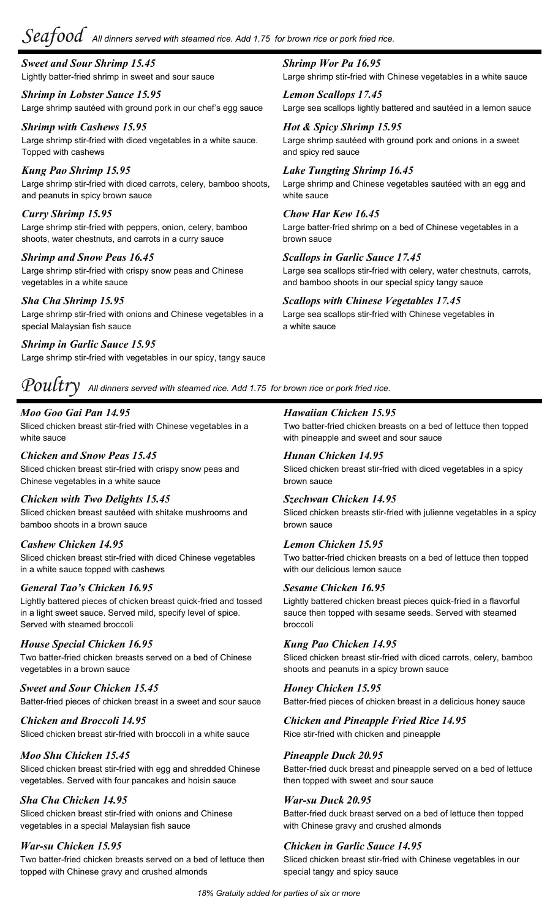# Seafood

*All dinners served with steamed rice. Add 1.75 for brown rice or pork fried rice.*

### *Sweet and Sour Shrimp 15.45*
Lightly batter-fried shrimp in sweet and sour sauce

### *Shrimp in Lobster Sauce 15.95*
Large shrimp sautéed with ground pork in our chef's egg sauce

### *Shrimp with Cashews 15.95*
Large shrimp stir-fried with diced vegetables in a white sauce. Topped with cashews

### *Kung Pao Shrimp 15.95*
Large shrimp stir-fried with diced carrots, celery, bamboo shoots, and peanuts in spicy brown sauce

### *Curry Shrimp 15.95*
Large shrimp stir-fried with peppers, onion, celery, bamboo shoots, water chestnuts, and carrots in a curry sauce

### *Shrimp and Snow Peas 16.45*
Large shrimp stir-fried with crispy snow peas and Chinese vegetables in a white sauce

### *Sha Cha Shrimp 15.95*
Large shrimp stir-fried with onions and Chinese vegetables in a special Malaysian fish sauce

### *Shrimp in Garlic Sauce 15.95*
Large shrimp stir-fried with vegetables in our spicy, tangy sauce

### *Shrimp Wor Pa 16.95*
Large shrimp stir-fried with Chinese vegetables in a white sauce

### *Lemon Scallops 17.45*
Large sea scallops lightly battered and sautéed in a lemon sauce

### *Hot & Spicy Shrimp 15.95*
Large shrimp sautéed with ground pork and onions in a sweet and spicy red sauce

### *Lake Tungting Shrimp 16.45*
Large shrimp and Chinese vegetables sautéed with an egg and white sauce

### *Chow Har Kew 16.45*
Large batter-fried shrimp on a bed of Chinese vegetables in a brown sauce

### *Scallops in Garlic Sauce 17.45*
Large sea scallops stir-fried with celery, water chestnuts, carrots, and bamboo shoots in our special spicy tangy sauce

### *Scallops with Chinese Vegetables 17.45*
Large sea scallops stir-fried with Chinese vegetables in a white sauce

# Poultry

*All dinners served with steamed rice. Add 1.75 for brown rice or pork fried rice.*

### *Moo Goo Gai Pan 14.95*
Sliced chicken breast stir-fried with Chinese vegetables in a white sauce

### *Chicken and Snow Peas 15.45*
Sliced chicken breast stir-fried with crispy snow peas and Chinese vegetables in a white sauce

### *Chicken with Two Delights 15.45*
Sliced chicken breast sautéed with shitake mushrooms and bamboo shoots in a brown sauce

### *Cashew Chicken 14.95*
Sliced chicken breast stir-fried with diced Chinese vegetables in a white sauce topped with cashews

### *General Tao's Chicken 16.95*
Lightly battered pieces of chicken breast quick-fried and tossed in a light sweet sauce. Served mild, specify level of spice. Served with steamed broccoli

### *House Special Chicken 16.95*
Two batter-fried chicken breasts served on a bed of Chinese vegetables in a brown sauce

### *Sweet and Sour Chicken 15.45*
Batter-fried pieces of chicken breast in a sweet and sour sauce

### *Chicken and Broccoli 14.95*
Sliced chicken breast stir-fried with broccoli in a white sauce

### *Moo Shu Chicken 15.45*
Sliced chicken breast stir-fried with egg and shredded Chinese vegetables. Served with four pancakes and hoisin sauce

### *Sha Cha Chicken 14.95*
Sliced chicken breast stir-fried with onions and Chinese vegetables in a special Malaysian fish sauce

### *War-su Chicken 15.95*
Two batter-fried chicken breasts served on a bed of lettuce then topped with Chinese gravy and crushed almonds

### *Hawaiian Chicken 15.95*
Two batter-fried chicken breasts on a bed of lettuce then topped with pineapple and sweet and sour sauce

### *Hunan Chicken 14.95*
Sliced chicken breast stir-fried with diced vegetables in a spicy brown sauce

### *Szechwan Chicken 14.95*
Sliced chicken breasts stir-fried with julienne vegetables in a spicy brown sauce

### *Lemon Chicken 15.95*
Two batter-fried chicken breasts on a bed of lettuce then topped with our delicious lemon sauce

### *Sesame Chicken 16.95*
Lightly battered chicken breast pieces quick-fried in a flavorful sauce then topped with sesame seeds. Served with steamed broccoli

### *Kung Pao Chicken 14.95*
Sliced chicken breast stir-fried with diced carrots, celery, bamboo shoots and peanuts in a spicy brown sauce

### *Honey Chicken 15.95*
Batter-fried pieces of chicken breast in a delicious honey sauce

### *Chicken and Pineapple Fried Rice 14.95*
Rice stir-fried with chicken and pineapple

### *Pineapple Duck 20.95*
Batter-fried duck breast and pineapple served on a bed of lettuce then topped with sweet and sour sauce

### *War-su Duck 20.95*
Batter-fried duck breast served on a bed of lettuce then topped with Chinese gravy and crushed almonds

### *Chicken in Garlic Sauce 14.95*
Sliced chicken breast stir-fried with Chinese vegetables in our special tangy and spicy sauce

*18% Gratuity added for parties of six or more*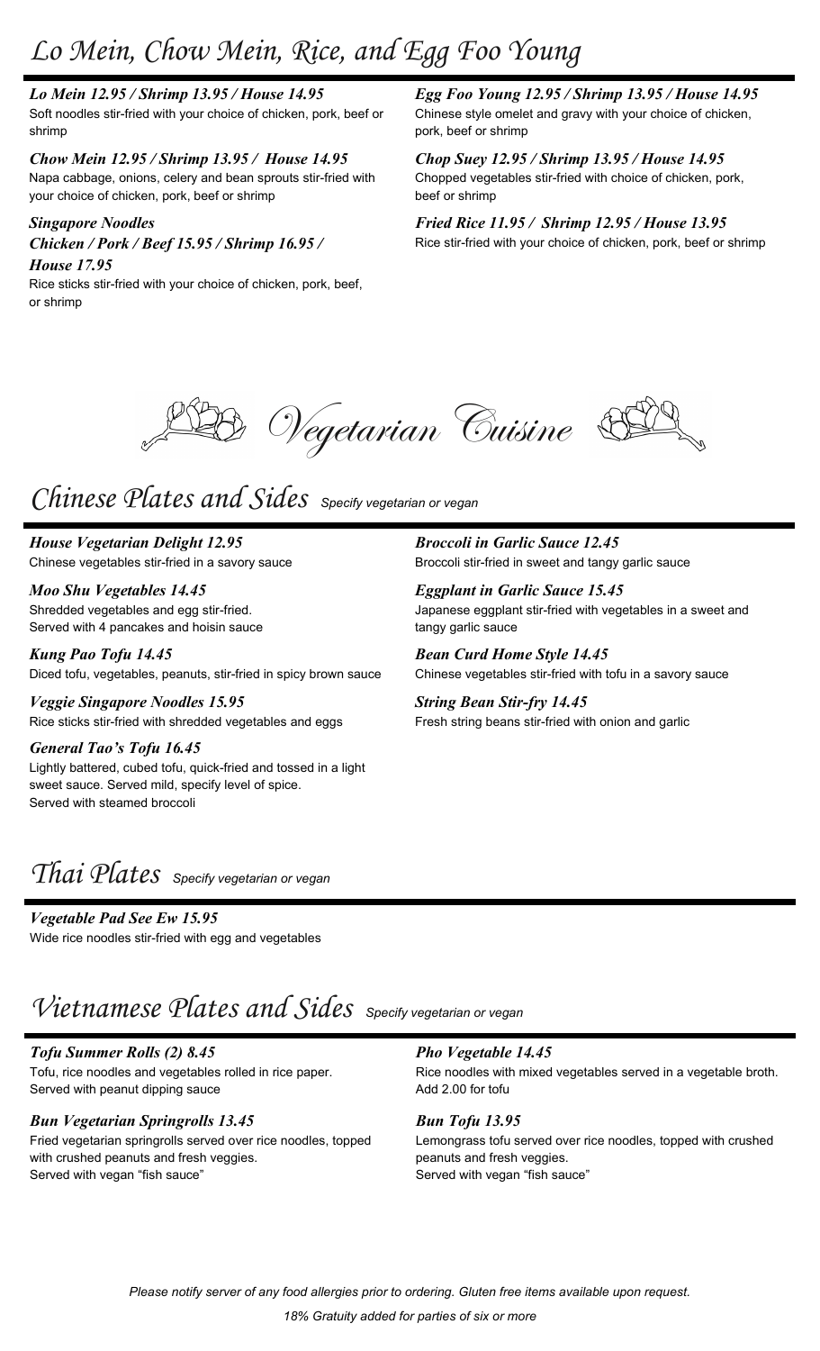# Lo Mein, Chow Mein, Rice, and Egg Foo Young

***Lo Mein 12.95 / Shrimp 13.95 / House 14.95***
Soft noodles stir-fried with your choice of chicken, pork, beef or shrimp

***Chow Mein 12.95 / Shrimp 13.95 / House 14.95***
Napa cabbage, onions, celery and bean sprouts stir-fried with your choice of chicken, pork, beef or shrimp

***Singapore Noodles***
***Chicken / Pork / Beef 15.95 / Shrimp 16.95 / House 17.95***
Rice sticks stir-fried with your choice of chicken, pork, beef, or shrimp

***Egg Foo Young 12.95 / Shrimp 13.95 / House 14.95***
Chinese style omelet and gravy with your choice of chicken, pork, beef or shrimp

***Chop Suey 12.95 / Shrimp 13.95 / House 14.95***
Chopped vegetables stir-fried with choice of chicken, pork, beef or shrimp

***Fried Rice 11.95 / Shrimp 12.95 / House 13.95***
Rice stir-fried with your choice of chicken, pork, beef or shrimp

# Vegetarian Cuisine

## Chinese Plates and Sides *Specify vegetarian or vegan*

***House Vegetarian Delight 12.95***
Chinese vegetables stir-fried in a savory sauce

***Moo Shu Vegetables 14.45***
Shredded vegetables and egg stir-fried.
Served with 4 pancakes and hoisin sauce

***Kung Pao Tofu 14.45***
Diced tofu, vegetables, peanuts, stir-fried in spicy brown sauce

***Veggie Singapore Noodles 15.95***
Rice sticks stir-fried with shredded vegetables and eggs

***General Tao's Tofu 16.45***
Lightly battered, cubed tofu, quick-fried and tossed in a light sweet sauce. Served mild, specify level of spice.
Served with steamed broccoli

***Broccoli in Garlic Sauce 12.45***
Broccoli stir-fried in sweet and tangy garlic sauce

***Eggplant in Garlic Sauce 15.45***
Japanese eggplant stir-fried with vegetables in a sweet and tangy garlic sauce

***Bean Curd Home Style 14.45***
Chinese vegetables stir-fried with tofu in a savory sauce

***String Bean Stir-fry 14.45***
Fresh string beans stir-fried with onion and garlic

## Thai Plates *Specify vegetarian or vegan*

***Vegetable Pad See Ew 15.95***
Wide rice noodles stir-fried with egg and vegetables

## Vietnamese Plates and Sides *Specify vegetarian or vegan*

***Tofu Summer Rolls (2) 8.45***
Tofu, rice noodles and vegetables rolled in rice paper.
Served with peanut dipping sauce

***Bun Vegetarian Springrolls 13.45***
Fried vegetarian springrolls served over rice noodles, topped with crushed peanuts and fresh veggies.
Served with vegan "fish sauce"

***Pho Vegetable 14.45***
Rice noodles with mixed vegetables served in a vegetable broth.
Add 2.00 for tofu

***Bun Tofu 13.95***
Lemongrass tofu served over rice noodles, topped with crushed peanuts and fresh veggies.
Served with vegan "fish sauce"

*Please notify server of any food allergies prior to ordering. Gluten free items available upon request.*

*18% Gratuity added for parties of six or more*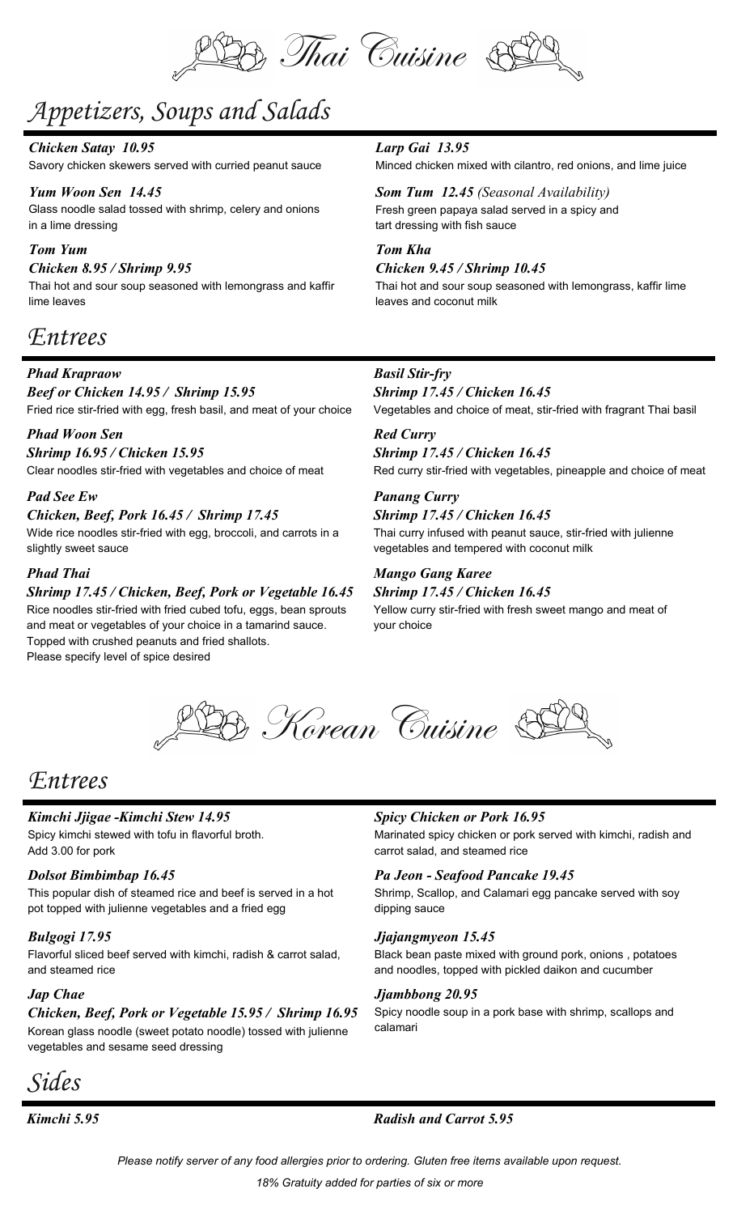# Thai Cuisine

## Appetizers, Soups and Salads

***Chicken Satay 10.95***
Savory chicken skewers served with curried peanut sauce

***Yum Woon Sen 14.45***
Glass noodle salad tossed with shrimp, celery and onions in a lime dressing

***Tom Yum***
***Chicken 8.95 / Shrimp 9.95***
Thai hot and sour soup seasoned with lemongrass and kaffir lime leaves

***Larp Gai 13.95***
Minced chicken mixed with cilantro, red onions, and lime juice

***Som Tum 12.45*** *(Seasonal Availability)*
Fresh green papaya salad served in a spicy and tart dressing with fish sauce

***Tom Kha***
***Chicken 9.45 / Shrimp 10.45***
Thai hot and sour soup seasoned with lemongrass, kaffir lime leaves and coconut milk

## Entrees

***Phad Krapraow***
***Beef or Chicken 14.95 / Shrimp 15.95***
Fried rice stir-fried with egg, fresh basil, and meat of your choice

***Phad Woon Sen***
***Shrimp 16.95 / Chicken 15.95***
Clear noodles stir-fried with vegetables and choice of meat

***Pad See Ew***
***Chicken, Beef, Pork 16.45 / Shrimp 17.45***
Wide rice noodles stir-fried with egg, broccoli, and carrots in a slightly sweet sauce

***Phad Thai***
***Shrimp 17.45 / Chicken, Beef, Pork or Vegetable 16.45***
Rice noodles stir-fried with fried cubed tofu, eggs, bean sprouts and meat or vegetables of your choice in a tamarind sauce. Topped with crushed peanuts and fried shallots.
Please specify level of spice desired

***Basil Stir-fry***
***Shrimp 17.45 / Chicken 16.45***
Vegetables and choice of meat, stir-fried with fragrant Thai basil

***Red Curry***
***Shrimp 17.45 / Chicken 16.45***
Red curry stir-fried with vegetables, pineapple and choice of meat

***Panang Curry***
***Shrimp 17.45 / Chicken 16.45***
Thai curry infused with peanut sauce, stir-fried with julienne vegetables and tempered with coconut milk

***Mango Gang Karee***
***Shrimp 17.45 / Chicken 16.45***
Yellow curry stir-fried with fresh sweet mango and meat of your choice

# Korean Cuisine

## Entrees

***Kimchi Jjigae -Kimchi Stew 14.95***
Spicy kimchi stewed with tofu in flavorful broth.
Add 3.00 for pork

***Dolsot Bimbimbap 16.45***
This popular dish of steamed rice and beef is served in a hot pot topped with julienne vegetables and a fried egg

***Bulgogi 17.95***
Flavorful sliced beef served with kimchi, radish & carrot salad, and steamed rice

***Jap Chae***
***Chicken, Beef, Pork or Vegetable 15.95 / Shrimp 16.95***
Korean glass noodle (sweet potato noodle) tossed with julienne vegetables and sesame seed dressing

***Spicy Chicken or Pork 16.95***
Marinated spicy chicken or pork served with kimchi, radish and carrot salad, and steamed rice

***Pa Jeon - Seafood Pancake 19.45***
Shrimp, Scallop, and Calamari egg pancake served with soy dipping sauce

***Jjajangmyeon 15.45***
Black bean paste mixed with ground pork, onions , potatoes and noodles, topped with pickled daikon and cucumber

***Jjambbong 20.95***
Spicy noodle soup in a pork base with shrimp, scallops and calamari

## Sides

***Kimchi 5.95***

***Radish and Carrot 5.95***

*Please notify server of any food allergies prior to ordering. Gluten free items available upon request.*

*18% Gratuity added for parties of six or more*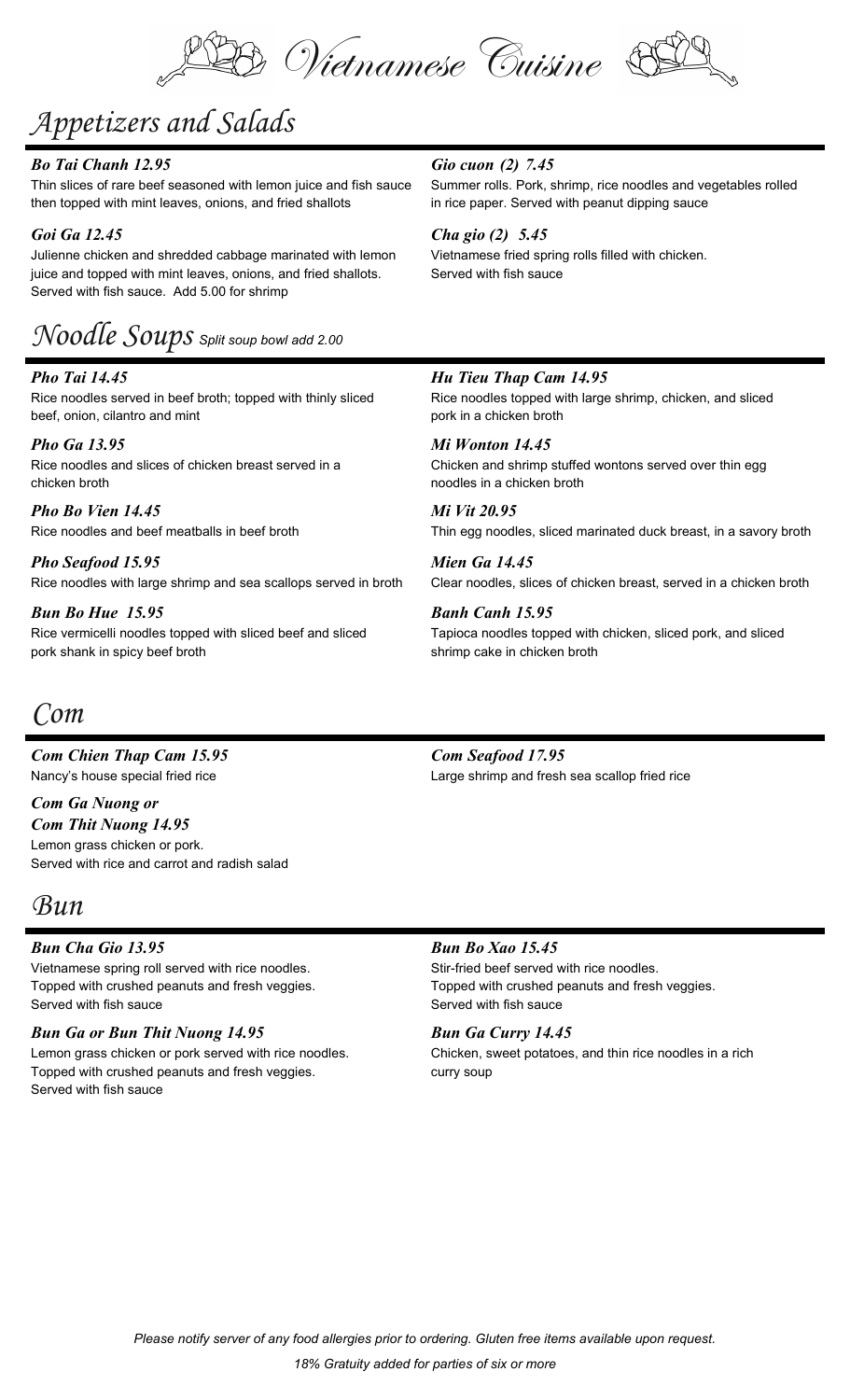# Vietnamese Cuisine

## Appetizers and Salads

***Bo Tai Chanh 12.95***
Thin slices of rare beef seasoned with lemon juice and fish sauce then topped with mint leaves, onions, and fried shallots

***Goi Ga 12.45***
Julienne chicken and shredded cabbage marinated with lemon juice and topped with mint leaves, onions, and fried shallots. Served with fish sauce. Add 5.00 for shrimp

***Gio cuon (2) 7.45***
Summer rolls. Pork, shrimp, rice noodles and vegetables rolled in rice paper. Served with peanut dipping sauce

***Cha gio (2) 5.45***
Vietnamese fried spring rolls filled with chicken. Served with fish sauce

## Noodle Soups *Split soup bowl add 2.00*

***Pho Tai 14.45***
Rice noodles served in beef broth; topped with thinly sliced beef, onion, cilantro and mint

***Pho Ga 13.95***
Rice noodles and slices of chicken breast served in a chicken broth

***Pho Bo Vien 14.45***
Rice noodles and beef meatballs in beef broth

***Pho Seafood 15.95***
Rice noodles with large shrimp and sea scallops served in broth

***Bun Bo Hue 15.95***
Rice vermicelli noodles topped with sliced beef and sliced pork shank in spicy beef broth

***Hu Tieu Thap Cam 14.95***
Rice noodles topped with large shrimp, chicken, and sliced pork in a chicken broth

***Mi Wonton 14.45***
Chicken and shrimp stuffed wontons served over thin egg noodles in a chicken broth

***Mi Vit 20.95***
Thin egg noodles, sliced marinated duck breast, in a savory broth

***Mien Ga 14.45***
Clear noodles, slices of chicken breast, served in a chicken broth

***Banh Canh 15.95***
Tapioca noodles topped with chicken, sliced pork, and sliced shrimp cake in chicken broth

## Com

***Com Chien Thap Cam 15.95***
Nancy's house special fried rice

***Com Ga Nuong or***
***Com Thit Nuong 14.95***
Lemon grass chicken or pork.
Served with rice and carrot and radish salad

***Com Seafood 17.95***
Large shrimp and fresh sea scallop fried rice

## Bun

***Bun Cha Gio 13.95***
Vietnamese spring roll served with rice noodles.
Topped with crushed peanuts and fresh veggies.
Served with fish sauce

***Bun Ga or Bun Thit Nuong 14.95***
Lemon grass chicken or pork served with rice noodles.
Topped with crushed peanuts and fresh veggies.
Served with fish sauce

***Bun Bo Xao 15.45***
Stir-fried beef served with rice noodles.
Topped with crushed peanuts and fresh veggies.
Served with fish sauce

***Bun Ga Curry 14.45***
Chicken, sweet potatoes, and thin rice noodles in a rich curry soup

*Please notify server of any food allergies prior to ordering. Gluten free items available upon request.*

*18% Gratuity added for parties of six or more*